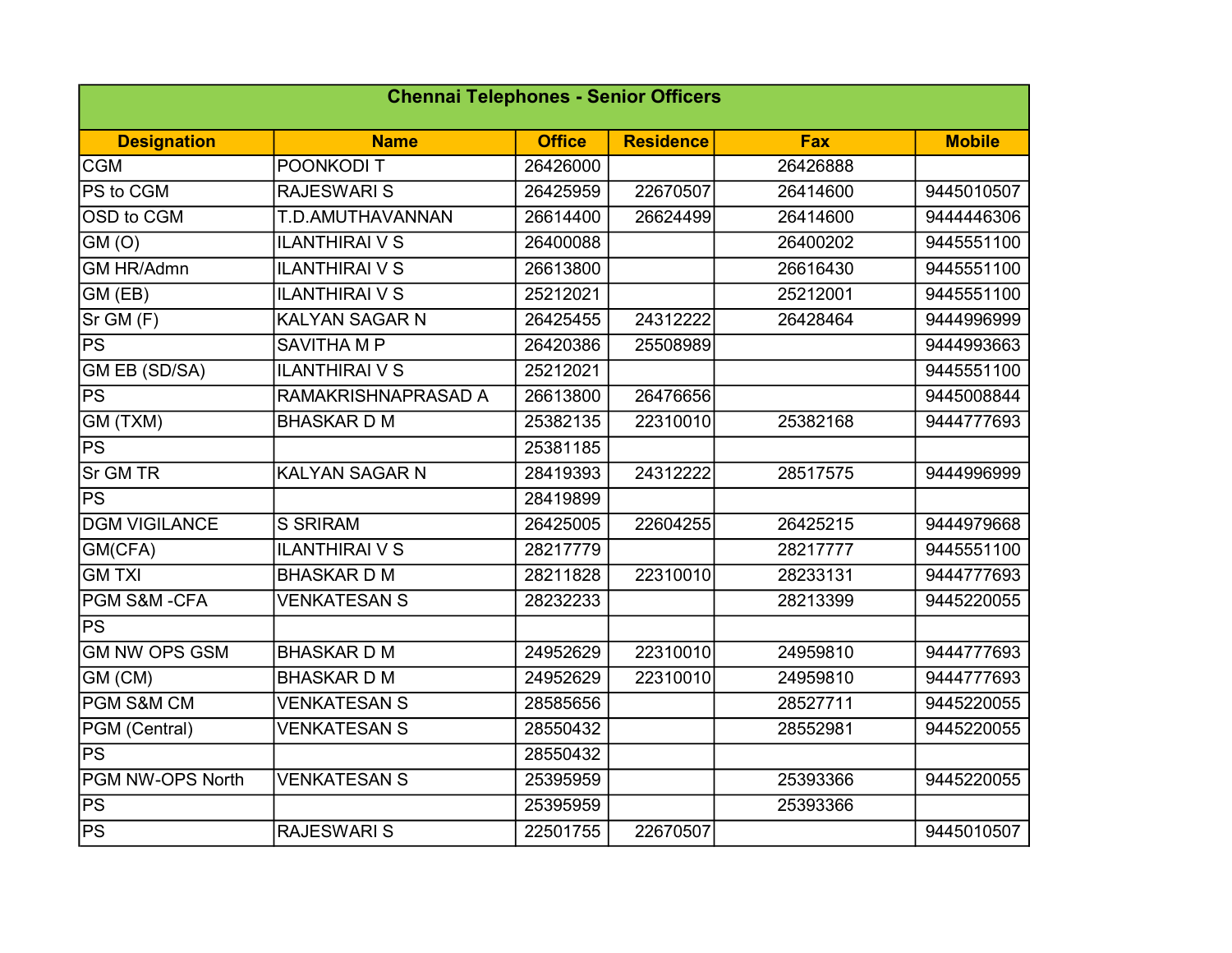| Chennai Telephones - Senior Officers | | | | | |
|---|---|---|---|---|---|
| **Designation** | **Name** | **Office** | **Residence** | **Fax** | **Mobile** |
| CGM | POONKODI T | 26426000 | | 26426888 | |
| PS to CGM | RAJESWARI S | 26425959 | 22670507 | 26414600 | 9445010507 |
| OSD to CGM | T.D.AMUTHAVANNAN | 26614400 | 26624499 | 26414600 | 9444446306 |
| GM (O) | ILANTHIRAI V S | 26400088 | | 26400202 | 9445551100 |
| GM HR/Admn | ILANTHIRAI V S | 26613800 | | 26616430 | 9445551100 |
| GM (EB) | ILANTHIRAI V S | 25212021 | | 25212001 | 9445551100 |
| Sr GM (F) | KALYAN SAGAR N | 26425455 | 24312222 | 26428464 | 9444996999 |
| PS | SAVITHA M P | 26420386 | 25508989 | | 9444993663 |
| GM EB (SD/SA) | ILANTHIRAI V S | 25212021 | | | 9445551100 |
| PS | RAMAKRISHNAPRASAD A | 26613800 | 26476656 | | 9445008844 |
| GM (TXM) | BHASKAR D M | 25382135 | 22310010 | 25382168 | 9444777693 |
| PS | | 25381185 | | | |
| Sr GM TR | KALYAN SAGAR N | 28419393 | 24312222 | 28517575 | 9444996999 |
| PS | | 28419899 | | | |
| DGM VIGILANCE | S SRIRAM | 26425005 | 22604255 | 26425215 | 9444979668 |
| GM(CFA) | ILANTHIRAI V S | 28217779 | | 28217777 | 9445551100 |
| GM TXI | BHASKAR D M | 28211828 | 22310010 | 28233131 | 9444777693 |
| PGM S&M -CFA | VENKATESAN S | 28232233 | | 28213399 | 9445220055 |
| PS | | | | | |
| GM NW OPS GSM | BHASKAR D M | 24952629 | 22310010 | 24959810 | 9444777693 |
| GM (CM) | BHASKAR D M | 24952629 | 22310010 | 24959810 | 9444777693 |
| PGM S&M CM | VENKATESAN S | 28585656 | | 28527711 | 9445220055 |
| PGM (Central) | VENKATESAN S | 28550432 | | 28552981 | 9445220055 |
| PS | | 28550432 | | | |
| PGM NW-OPS North | VENKATESAN S | 25395959 | | 25393366 | 9445220055 |
| PS | | 25395959 | | 25393366 | |
| PS | RAJESWARI S | 22501755 | 22670507 | | 9445010507 |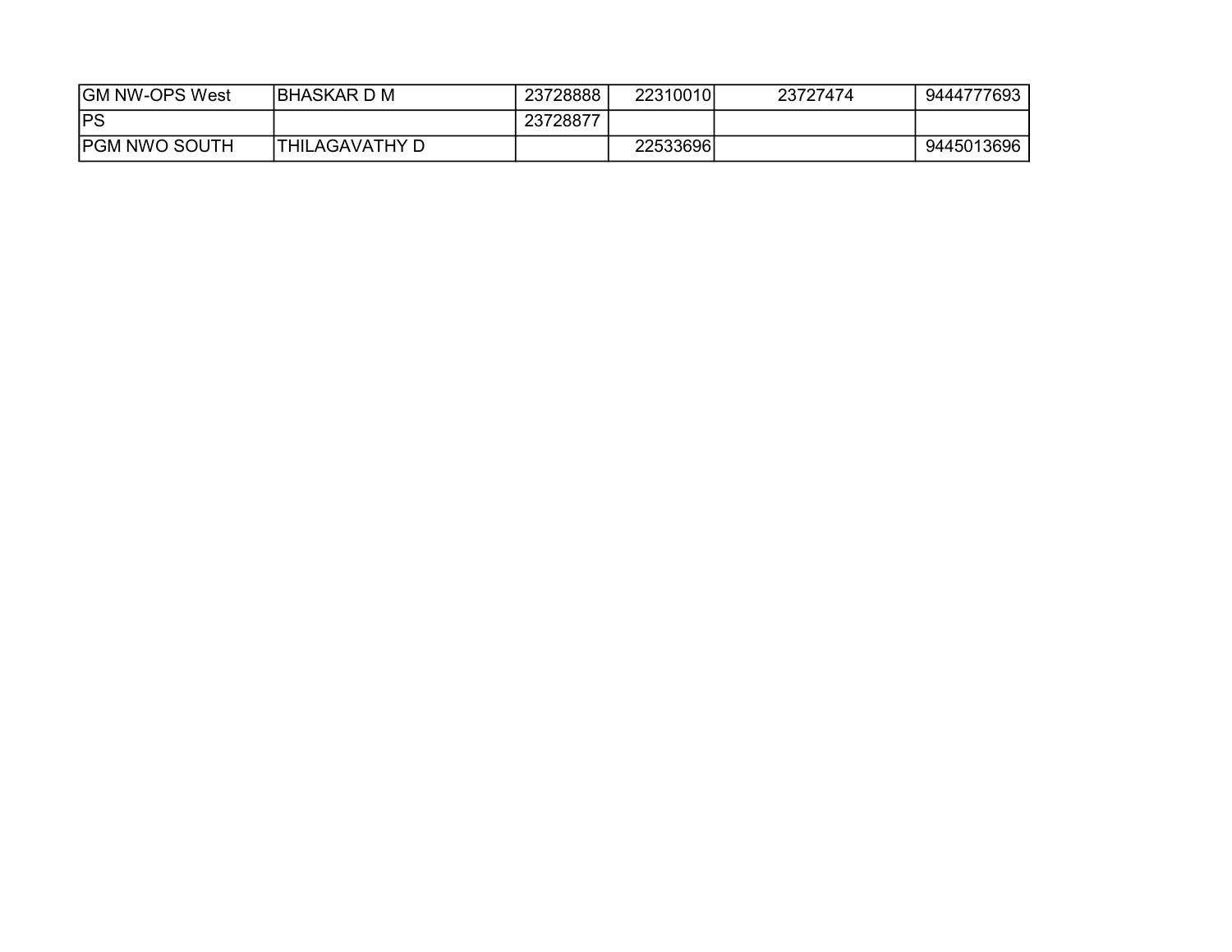| | | | | | |
|---|---|---|---|---|---|
| GM NW-OPS West | BHASKAR D M | 23728888 | 22310010 | 23727474 | 9444777693 |
| PS | | 23728877 | | | |
| PGM NWO SOUTH | THILAGAVATHY D | | 22533696 | | 9445013696 |